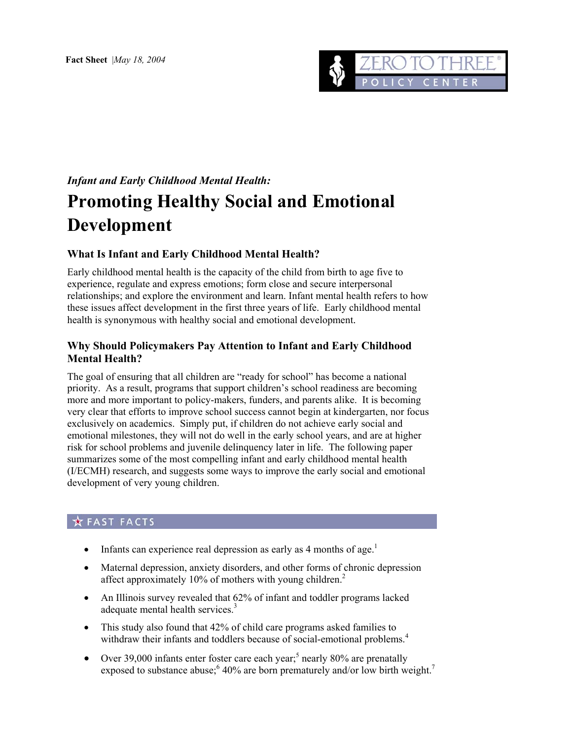**Fact Sheet** |*May 18, 2004*

ZERO TO THREE POLICY CENTER

*Infant and Early Childhood Mental Health:*

# Promoting Healthy Social and Emotional Development

### What Is Infant and Early Childhood Mental Health?

Early childhood mental health is the capacity of the child from birth to age five to experience, regulate and express emotions; form close and secure interpersonal relationships; and explore the environment and learn. Infant mental health refers to how these issues affect development in the first three years of life. Early childhood mental health is synonymous with healthy social and emotional development.

### Why Should Policymakers Pay Attention to Infant and Early Childhood Mental Health?

The goal of ensuring that all children are "ready for school" has become a national priority. As a result, programs that support children's school readiness are becoming more and more important to policy-makers, funders, and parents alike. It is becoming very clear that efforts to improve school success cannot begin at kindergarten, nor focus exclusively on academics. Simply put, if children do not achieve early social and emotional milestones, they will not do well in the early school years, and are at higher risk for school problems and juvenile delinquency later in life. The following paper summarizes some of the most compelling infant and early childhood mental health (I/ECMH) research, and suggests some ways to improve the early social and emotional development of very young children.

## ★ FAST FACTS

- Infants can experience real depression as early as 4 months of age.[1]
- Maternal depression, anxiety disorders, and other forms of chronic depression affect approximately 10% of mothers with young children.[2]
- An Illinois survey revealed that 62% of infant and toddler programs lacked adequate mental health services.[3]
- This study also found that 42% of child care programs asked families to withdraw their infants and toddlers because of social-emotional problems.[4]
- Over 39,000 infants enter foster care each year;[5] nearly 80% are prenatally exposed to substance abuse;[6] 40% are born prematurely and/or low birth weight.[7]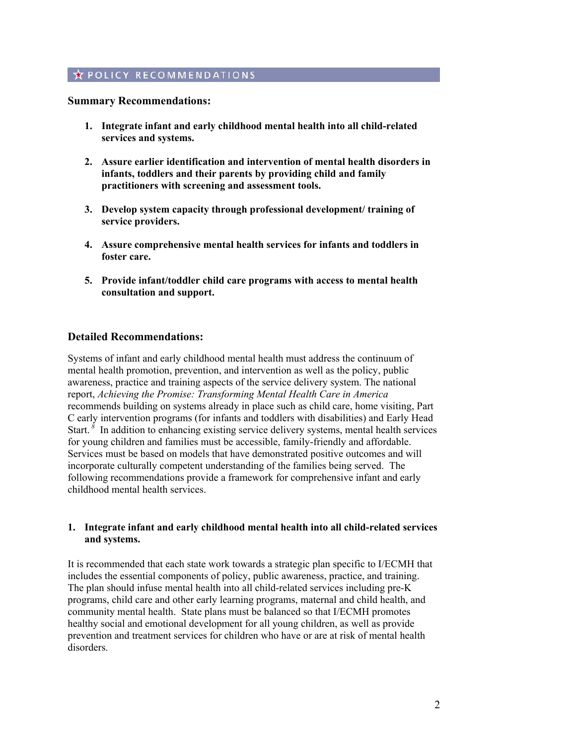## ★ POLICY RECOMMENDATIONS

### Summary Recommendations:

1. **Integrate infant and early childhood mental health into all child-related services and systems.**

2. **Assure earlier identification and intervention of mental health disorders in infants, toddlers and their parents by providing child and family practitioners with screening and assessment tools.**

3. **Develop system capacity through professional development/ training of service providers.**

4. **Assure comprehensive mental health services for infants and toddlers in foster care.**

5. **Provide infant/toddler child care programs with access to mental health consultation and support.**

### Detailed Recommendations:

Systems of infant and early childhood mental health must address the continuum of mental health promotion, prevention, and intervention as well as the policy, public awareness, practice and training aspects of the service delivery system. The national report, *Achieving the Promise: Transforming Mental Health Care in America* recommends building on systems already in place such as child care, home visiting, Part C early intervention programs (for infants and toddlers with disabilities) and Early Head Start.[8] In addition to enhancing existing service delivery systems, mental health services for young children and families must be accessible, family-friendly and affordable. Services must be based on models that have demonstrated positive outcomes and will incorporate culturally competent understanding of the families being served. The following recommendations provide a framework for comprehensive infant and early childhood mental health services.

#### 1. Integrate infant and early childhood mental health into all child-related services and systems.

It is recommended that each state work towards a strategic plan specific to I/ECMH that includes the essential components of policy, public awareness, practice, and training. The plan should infuse mental health into all child-related services including pre-K programs, child care and other early learning programs, maternal and child health, and community mental health. State plans must be balanced so that I/ECMH promotes healthy social and emotional development for all young children, as well as provide prevention and treatment services for children who have or are at risk of mental health disorders.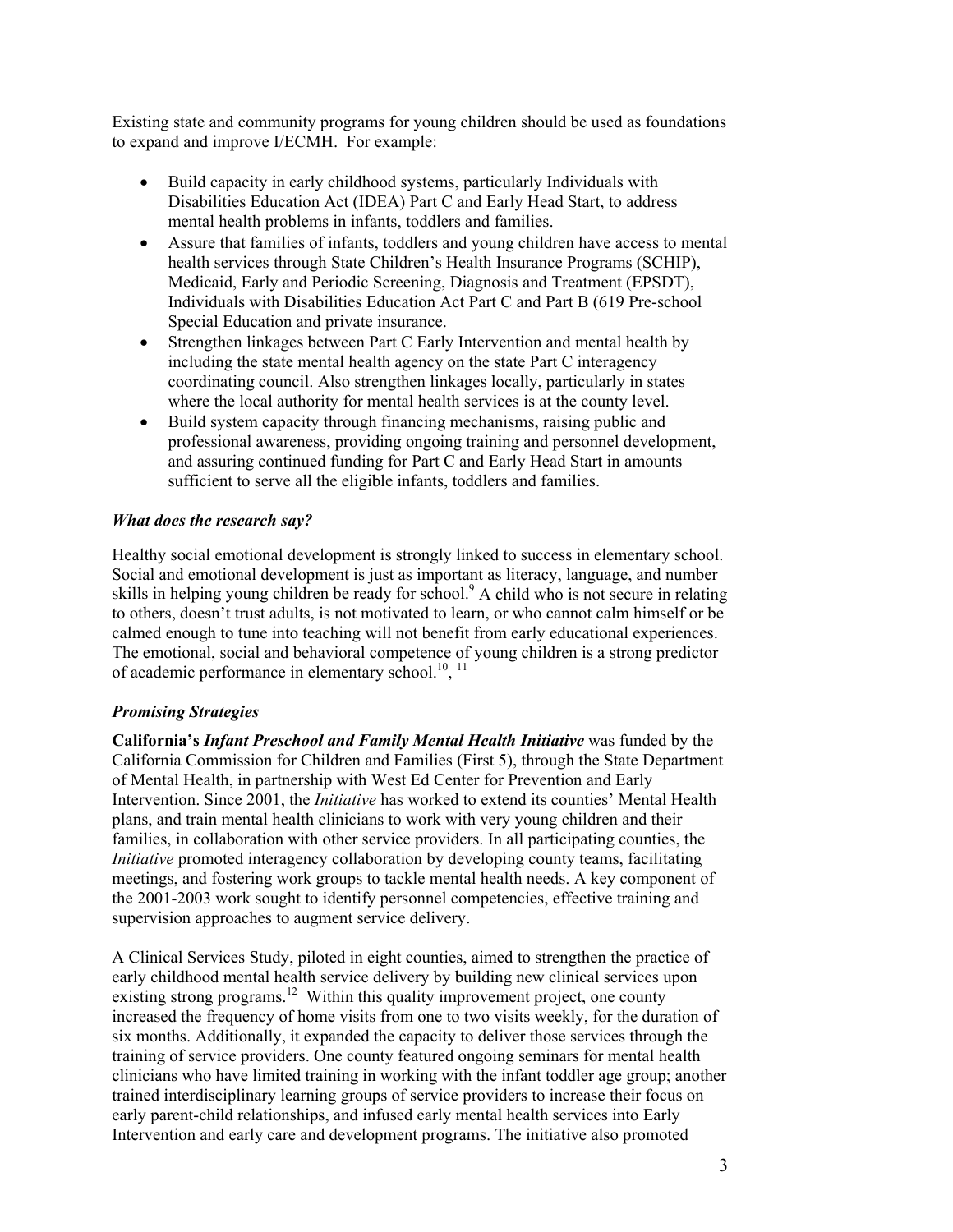Existing state and community programs for young children should be used as foundations to expand and improve I/ECMH. For example:

- Build capacity in early childhood systems, particularly Individuals with Disabilities Education Act (IDEA) Part C and Early Head Start, to address mental health problems in infants, toddlers and families.
- Assure that families of infants, toddlers and young children have access to mental health services through State Children's Health Insurance Programs (SCHIP), Medicaid, Early and Periodic Screening, Diagnosis and Treatment (EPSDT), Individuals with Disabilities Education Act Part C and Part B (619 Pre-school Special Education and private insurance.
- Strengthen linkages between Part C Early Intervention and mental health by including the state mental health agency on the state Part C interagency coordinating council. Also strengthen linkages locally, particularly in states where the local authority for mental health services is at the county level.
- Build system capacity through financing mechanisms, raising public and professional awareness, providing ongoing training and personnel development, and assuring continued funding for Part C and Early Head Start in amounts sufficient to serve all the eligible infants, toddlers and families.

### *What does the research say?*

Healthy social emotional development is strongly linked to success in elementary school. Social and emotional development is just as important as literacy, language, and number skills in helping young children be ready for school.[9] A child who is not secure in relating to others, doesn't trust adults, is not motivated to learn, or who cannot calm himself or be calmed enough to tune into teaching will not benefit from early educational experiences. The emotional, social and behavioral competence of young children is a strong predictor of academic performance in elementary school.[10], [11]

### *Promising Strategies*

**California's *Infant Preschool and Family Mental Health Initiative*** was funded by the California Commission for Children and Families (First 5), through the State Department of Mental Health, in partnership with West Ed Center for Prevention and Early Intervention. Since 2001, the *Initiative* has worked to extend its counties' Mental Health plans, and train mental health clinicians to work with very young children and their families, in collaboration with other service providers. In all participating counties, the *Initiative* promoted interagency collaboration by developing county teams, facilitating meetings, and fostering work groups to tackle mental health needs. A key component of the 2001-2003 work sought to identify personnel competencies, effective training and supervision approaches to augment service delivery.

A Clinical Services Study, piloted in eight counties, aimed to strengthen the practice of early childhood mental health service delivery by building new clinical services upon existing strong programs.[12] Within this quality improvement project, one county increased the frequency of home visits from one to two visits weekly, for the duration of six months. Additionally, it expanded the capacity to deliver those services through the training of service providers. One county featured ongoing seminars for mental health clinicians who have limited training in working with the infant toddler age group; another trained interdisciplinary learning groups of service providers to increase their focus on early parent-child relationships, and infused early mental health services into Early Intervention and early care and development programs. The initiative also promoted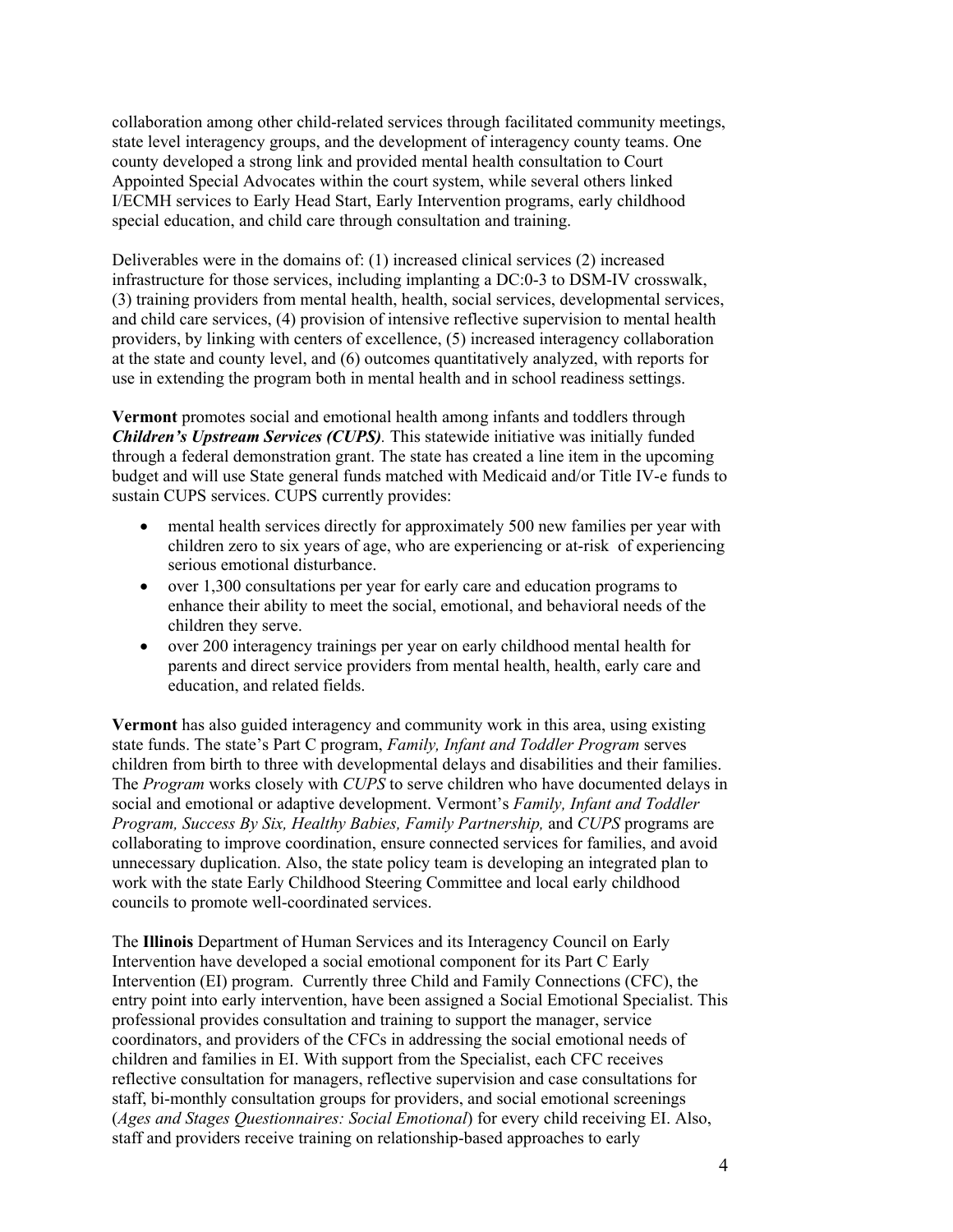collaboration among other child-related services through facilitated community meetings, state level interagency groups, and the development of interagency county teams. One county developed a strong link and provided mental health consultation to Court Appointed Special Advocates within the court system, while several others linked I/ECMH services to Early Head Start, Early Intervention programs, early childhood special education, and child care through consultation and training.

Deliverables were in the domains of: (1) increased clinical services (2) increased infrastructure for those services, including implanting a DC:0-3 to DSM-IV crosswalk, (3) training providers from mental health, health, social services, developmental services, and child care services, (4) provision of intensive reflective supervision to mental health providers, by linking with centers of excellence, (5) increased interagency collaboration at the state and county level, and (6) outcomes quantitatively analyzed, with reports for use in extending the program both in mental health and in school readiness settings.

**Vermont** promotes social and emotional health among infants and toddlers through ***Children's Upstream Services (CUPS)***. This statewide initiative was initially funded through a federal demonstration grant. The state has created a line item in the upcoming budget and will use State general funds matched with Medicaid and/or Title IV-e funds to sustain CUPS services. CUPS currently provides:

- mental health services directly for approximately 500 new families per year with children zero to six years of age, who are experiencing or at-risk of experiencing serious emotional disturbance.
- over 1,300 consultations per year for early care and education programs to enhance their ability to meet the social, emotional, and behavioral needs of the children they serve.
- over 200 interagency trainings per year on early childhood mental health for parents and direct service providers from mental health, health, early care and education, and related fields.

**Vermont** has also guided interagency and community work in this area, using existing state funds. The state's Part C program, *Family, Infant and Toddler Program* serves children from birth to three with developmental delays and disabilities and their families. The *Program* works closely with *CUPS* to serve children who have documented delays in social and emotional or adaptive development. Vermont's *Family, Infant and Toddler Program, Success By Six, Healthy Babies, Family Partnership,* and *CUPS* programs are collaborating to improve coordination, ensure connected services for families, and avoid unnecessary duplication. Also, the state policy team is developing an integrated plan to work with the state Early Childhood Steering Committee and local early childhood councils to promote well-coordinated services.

The **Illinois** Department of Human Services and its Interagency Council on Early Intervention have developed a social emotional component for its Part C Early Intervention (EI) program. Currently three Child and Family Connections (CFC), the entry point into early intervention, have been assigned a Social Emotional Specialist. This professional provides consultation and training to support the manager, service coordinators, and providers of the CFCs in addressing the social emotional needs of children and families in EI. With support from the Specialist, each CFC receives reflective consultation for managers, reflective supervision and case consultations for staff, bi-monthly consultation groups for providers, and social emotional screenings (*Ages and Stages Questionnaires: Social Emotional*) for every child receiving EI. Also, staff and providers receive training on relationship-based approaches to early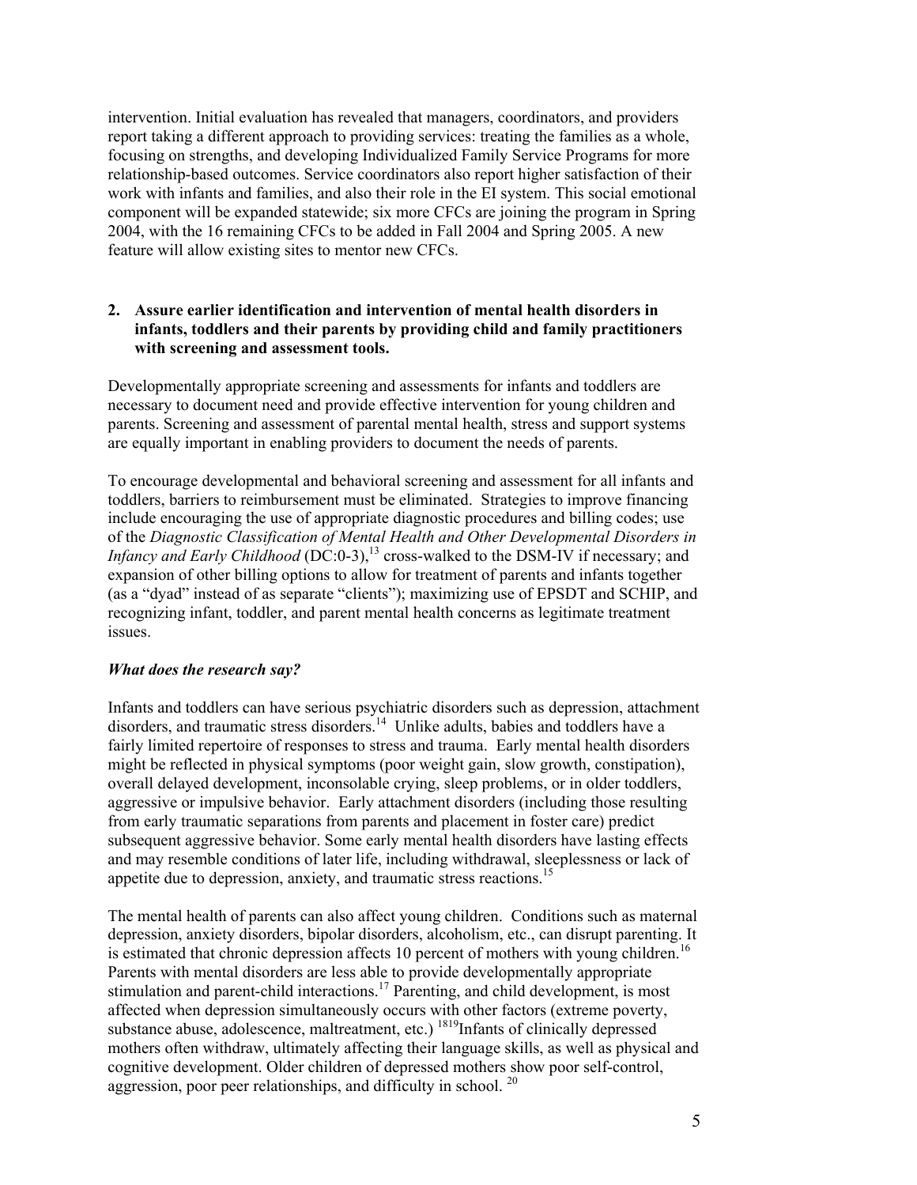intervention. Initial evaluation has revealed that managers, coordinators, and providers report taking a different approach to providing services: treating the families as a whole, focusing on strengths, and developing Individualized Family Service Programs for more relationship-based outcomes. Service coordinators also report higher satisfaction of their work with infants and families, and also their role in the EI system. This social emotional component will be expanded statewide; six more CFCs are joining the program in Spring 2004, with the 16 remaining CFCs to be added in Fall 2004 and Spring 2005. A new feature will allow existing sites to mentor new CFCs.

**2. Assure earlier identification and intervention of mental health disorders in infants, toddlers and their parents by providing child and family practitioners with screening and assessment tools.**

Developmentally appropriate screening and assessments for infants and toddlers are necessary to document need and provide effective intervention for young children and parents. Screening and assessment of parental mental health, stress and support systems are equally important in enabling providers to document the needs of parents.

To encourage developmental and behavioral screening and assessment for all infants and toddlers, barriers to reimbursement must be eliminated. Strategies to improve financing include encouraging the use of appropriate diagnostic procedures and billing codes; use of the *Diagnostic Classification of Mental Health and Other Developmental Disorders in Infancy and Early Childhood* (DC:0-3),[13] cross-walked to the DSM-IV if necessary; and expansion of other billing options to allow for treatment of parents and infants together (as a "dyad" instead of as separate "clients"); maximizing use of EPSDT and SCHIP, and recognizing infant, toddler, and parent mental health concerns as legitimate treatment issues.

***What does the research say?***

Infants and toddlers can have serious psychiatric disorders such as depression, attachment disorders, and traumatic stress disorders.[14] Unlike adults, babies and toddlers have a fairly limited repertoire of responses to stress and trauma. Early mental health disorders might be reflected in physical symptoms (poor weight gain, slow growth, constipation), overall delayed development, inconsolable crying, sleep problems, or in older toddlers, aggressive or impulsive behavior. Early attachment disorders (including those resulting from early traumatic separations from parents and placement in foster care) predict subsequent aggressive behavior. Some early mental health disorders have lasting effects and may resemble conditions of later life, including withdrawal, sleeplessness or lack of appetite due to depression, anxiety, and traumatic stress reactions.[15]

The mental health of parents can also affect young children. Conditions such as maternal depression, anxiety disorders, bipolar disorders, alcoholism, etc., can disrupt parenting. It is estimated that chronic depression affects 10 percent of mothers with young children.[16] Parents with mental disorders are less able to provide developmentally appropriate stimulation and parent-child interactions.[17] Parenting, and child development, is most affected when depression simultaneously occurs with other factors (extreme poverty, substance abuse, adolescence, maltreatment, etc.) [18,19]Infants of clinically depressed mothers often withdraw, ultimately affecting their language skills, as well as physical and cognitive development. Older children of depressed mothers show poor self-control, aggression, poor peer relationships, and difficulty in school.[20]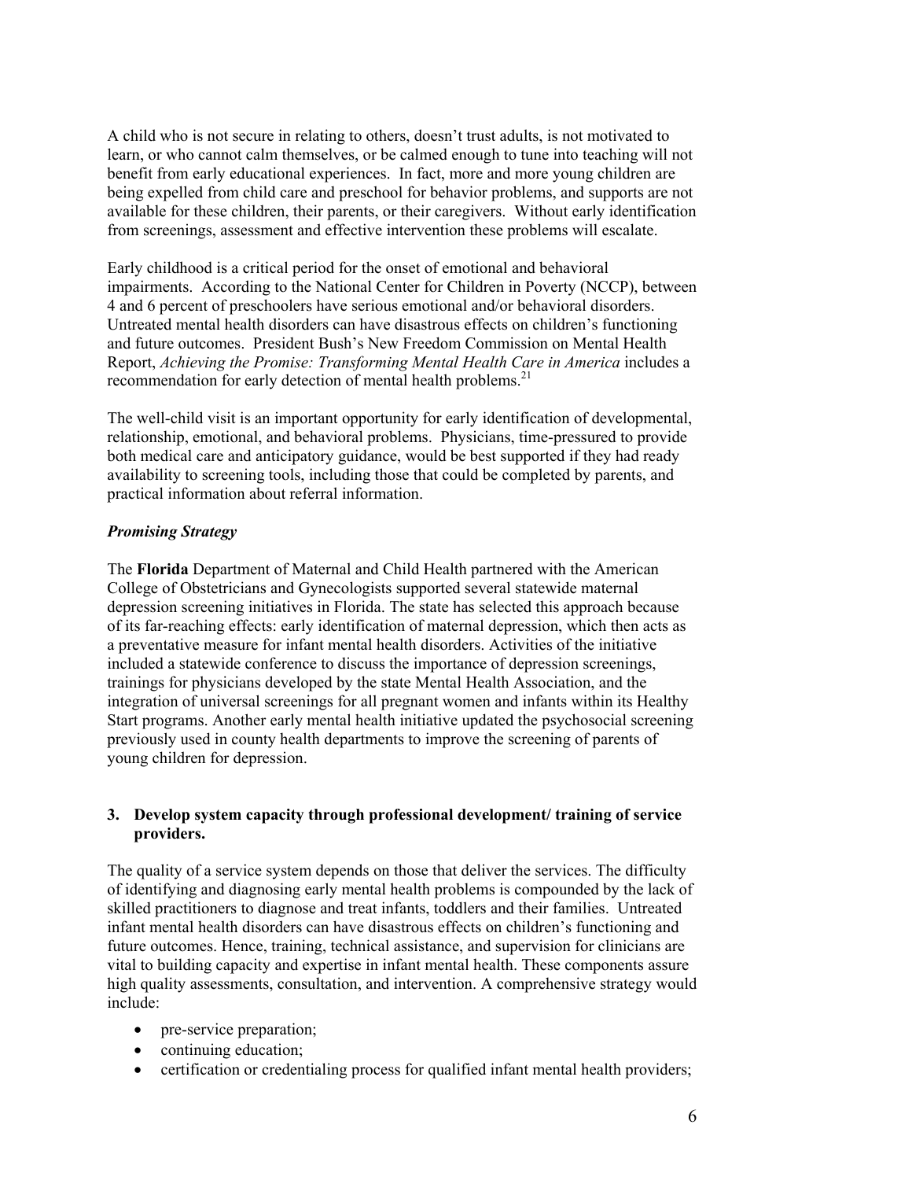A child who is not secure in relating to others, doesn't trust adults, is not motivated to learn, or who cannot calm themselves, or be calmed enough to tune into teaching will not benefit from early educational experiences. In fact, more and more young children are being expelled from child care and preschool for behavior problems, and supports are not available for these children, their parents, or their caregivers. Without early identification from screenings, assessment and effective intervention these problems will escalate.

Early childhood is a critical period for the onset of emotional and behavioral impairments. According to the National Center for Children in Poverty (NCCP), between 4 and 6 percent of preschoolers have serious emotional and/or behavioral disorders. Untreated mental health disorders can have disastrous effects on children's functioning and future outcomes. President Bush's New Freedom Commission on Mental Health Report, *Achieving the Promise: Transforming Mental Health Care in America* includes a recommendation for early detection of mental health problems.[21]

The well-child visit is an important opportunity for early identification of developmental, relationship, emotional, and behavioral problems. Physicians, time-pressured to provide both medical care and anticipatory guidance, would be best supported if they had ready availability to screening tools, including those that could be completed by parents, and practical information about referral information.

***Promising Strategy***

The **Florida** Department of Maternal and Child Health partnered with the American College of Obstetricians and Gynecologists supported several statewide maternal depression screening initiatives in Florida. The state has selected this approach because of its far-reaching effects: early identification of maternal depression, which then acts as a preventative measure for infant mental health disorders. Activities of the initiative included a statewide conference to discuss the importance of depression screenings, trainings for physicians developed by the state Mental Health Association, and the integration of universal screenings for all pregnant women and infants within its Healthy Start programs. Another early mental health initiative updated the psychosocial screening previously used in county health departments to improve the screening of parents of young children for depression.

**3. Develop system capacity through professional development/ training of service providers.**

The quality of a service system depends on those that deliver the services. The difficulty of identifying and diagnosing early mental health problems is compounded by the lack of skilled practitioners to diagnose and treat infants, toddlers and their families. Untreated infant mental health disorders can have disastrous effects on children's functioning and future outcomes. Hence, training, technical assistance, and supervision for clinicians are vital to building capacity and expertise in infant mental health. These components assure high quality assessments, consultation, and intervention. A comprehensive strategy would include:

- pre-service preparation;
- continuing education;
- certification or credentialing process for qualified infant mental health providers;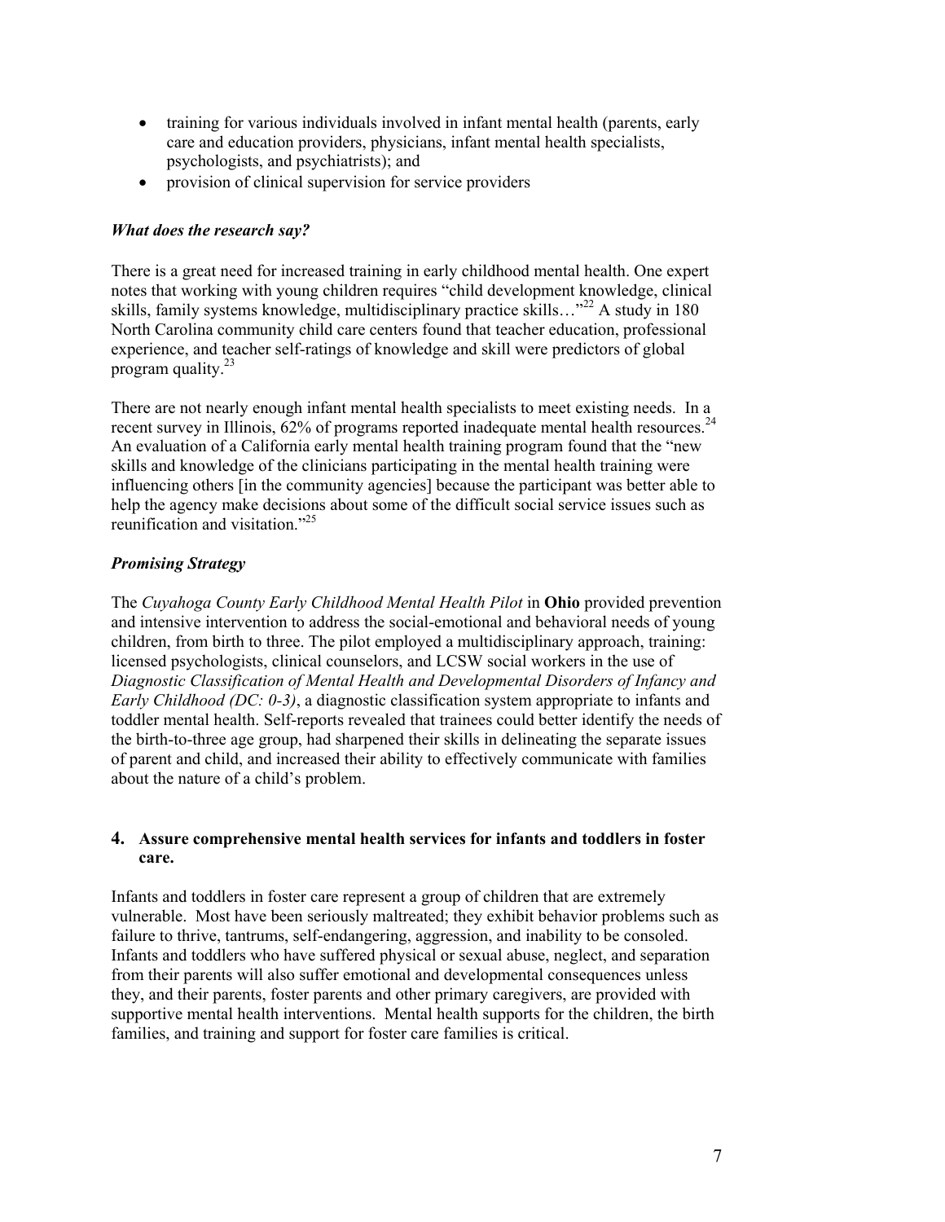- training for various individuals involved in infant mental health (parents, early care and education providers, physicians, infant mental health specialists, psychologists, and psychiatrists); and
- provision of clinical supervision for service providers

***What does the research say?***

There is a great need for increased training in early childhood mental health. One expert notes that working with young children requires "child development knowledge, clinical skills, family systems knowledge, multidisciplinary practice skills…"[22] A study in 180 North Carolina community child care centers found that teacher education, professional experience, and teacher self-ratings of knowledge and skill were predictors of global program quality.[23]

There are not nearly enough infant mental health specialists to meet existing needs. In a recent survey in Illinois, 62% of programs reported inadequate mental health resources.[24] An evaluation of a California early mental health training program found that the "new skills and knowledge of the clinicians participating in the mental health training were influencing others [in the community agencies] because the participant was better able to help the agency make decisions about some of the difficult social service issues such as reunification and visitation."[25]

***Promising Strategy***

The *Cuyahoga County Early Childhood Mental Health Pilot* in **Ohio** provided prevention and intensive intervention to address the social-emotional and behavioral needs of young children, from birth to three. The pilot employed a multidisciplinary approach, training: licensed psychologists, clinical counselors, and LCSW social workers in the use of *Diagnostic Classification of Mental Health and Developmental Disorders of Infancy and Early Childhood (DC: 0-3)*, a diagnostic classification system appropriate to infants and toddler mental health. Self-reports revealed that trainees could better identify the needs of the birth-to-three age group, had sharpened their skills in delineating the separate issues of parent and child, and increased their ability to effectively communicate with families about the nature of a child's problem.

### 4. Assure comprehensive mental health services for infants and toddlers in foster care.

Infants and toddlers in foster care represent a group of children that are extremely vulnerable. Most have been seriously maltreated; they exhibit behavior problems such as failure to thrive, tantrums, self-endangering, aggression, and inability to be consoled. Infants and toddlers who have suffered physical or sexual abuse, neglect, and separation from their parents will also suffer emotional and developmental consequences unless they, and their parents, foster parents and other primary caregivers, are provided with supportive mental health interventions. Mental health supports for the children, the birth families, and training and support for foster care families is critical.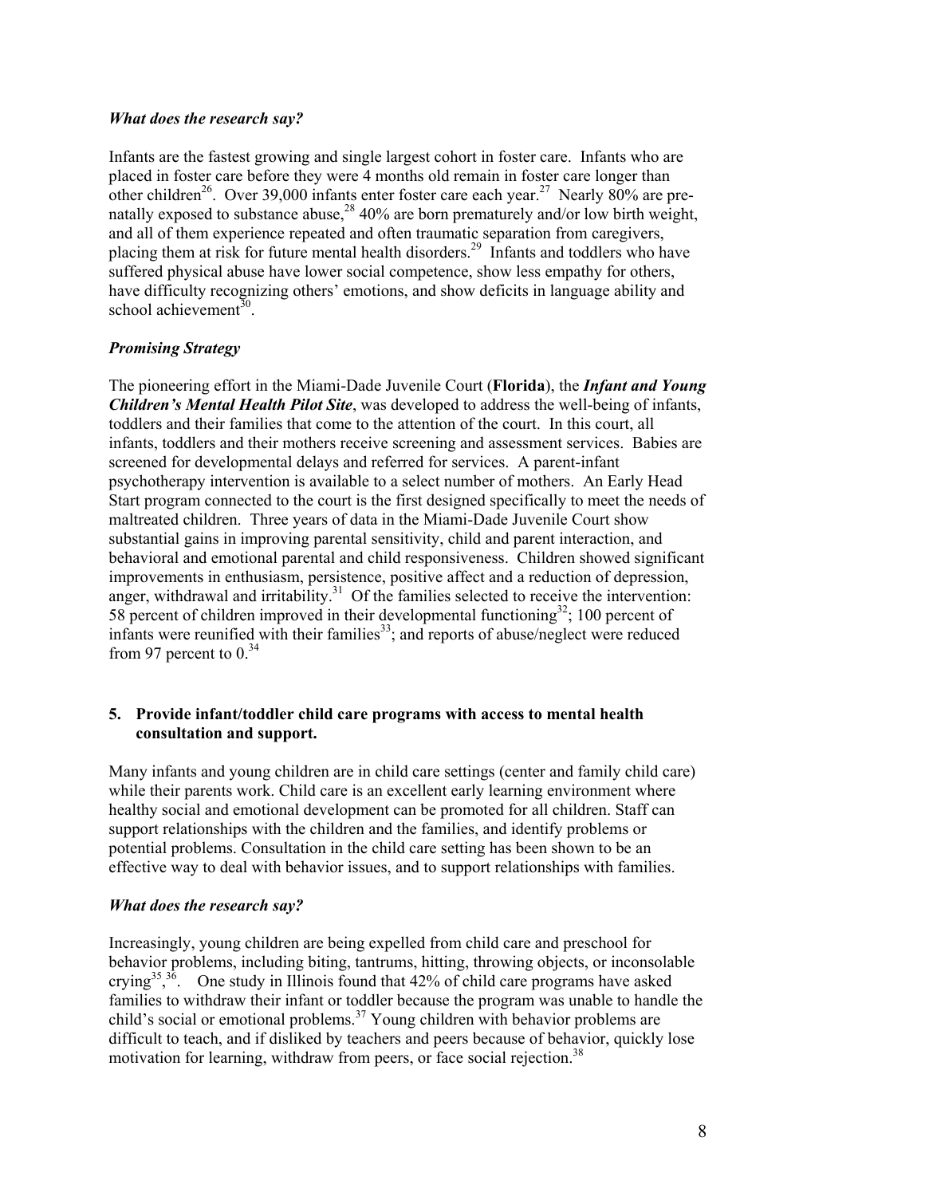### *What does the research say?*

Infants are the fastest growing and single largest cohort in foster care. Infants who are placed in foster care before they were 4 months old remain in foster care longer than other children[26]. Over 39,000 infants enter foster care each year.[27] Nearly 80% are pre-natally exposed to substance abuse,[28] 40% are born prematurely and/or low birth weight, and all of them experience repeated and often traumatic separation from caregivers, placing them at risk for future mental health disorders.[29] Infants and toddlers who have suffered physical abuse have lower social competence, show less empathy for others, have difficulty recognizing others' emotions, and show deficits in language ability and school achievement[30].

### *Promising Strategy*

The pioneering effort in the Miami-Dade Juvenile Court (**Florida**), the ***Infant and Young Children's Mental Health Pilot Site***, was developed to address the well-being of infants, toddlers and their families that come to the attention of the court. In this court, all infants, toddlers and their mothers receive screening and assessment services. Babies are screened for developmental delays and referred for services. A parent-infant psychotherapy intervention is available to a select number of mothers. An Early Head Start program connected to the court is the first designed specifically to meet the needs of maltreated children. Three years of data in the Miami-Dade Juvenile Court show substantial gains in improving parental sensitivity, child and parent interaction, and behavioral and emotional parental and child responsiveness. Children showed significant improvements in enthusiasm, persistence, positive affect and a reduction of depression, anger, withdrawal and irritability.[31] Of the families selected to receive the intervention: 58 percent of children improved in their developmental functioning[32]; 100 percent of infants were reunified with their families[33]; and reports of abuse/neglect were reduced from 97 percent to 0.[34]

## 5. Provide infant/toddler child care programs with access to mental health consultation and support.

Many infants and young children are in child care settings (center and family child care) while their parents work. Child care is an excellent early learning environment where healthy social and emotional development can be promoted for all children. Staff can support relationships with the children and the families, and identify problems or potential problems. Consultation in the child care setting has been shown to be an effective way to deal with behavior issues, and to support relationships with families.

### *What does the research say?*

Increasingly, young children are being expelled from child care and preschool for behavior problems, including biting, tantrums, hitting, throwing objects, or inconsolable crying[35],[36]. One study in Illinois found that 42% of child care programs have asked families to withdraw their infant or toddler because the program was unable to handle the child's social or emotional problems.[37] Young children with behavior problems are difficult to teach, and if disliked by teachers and peers because of behavior, quickly lose motivation for learning, withdraw from peers, or face social rejection.[38]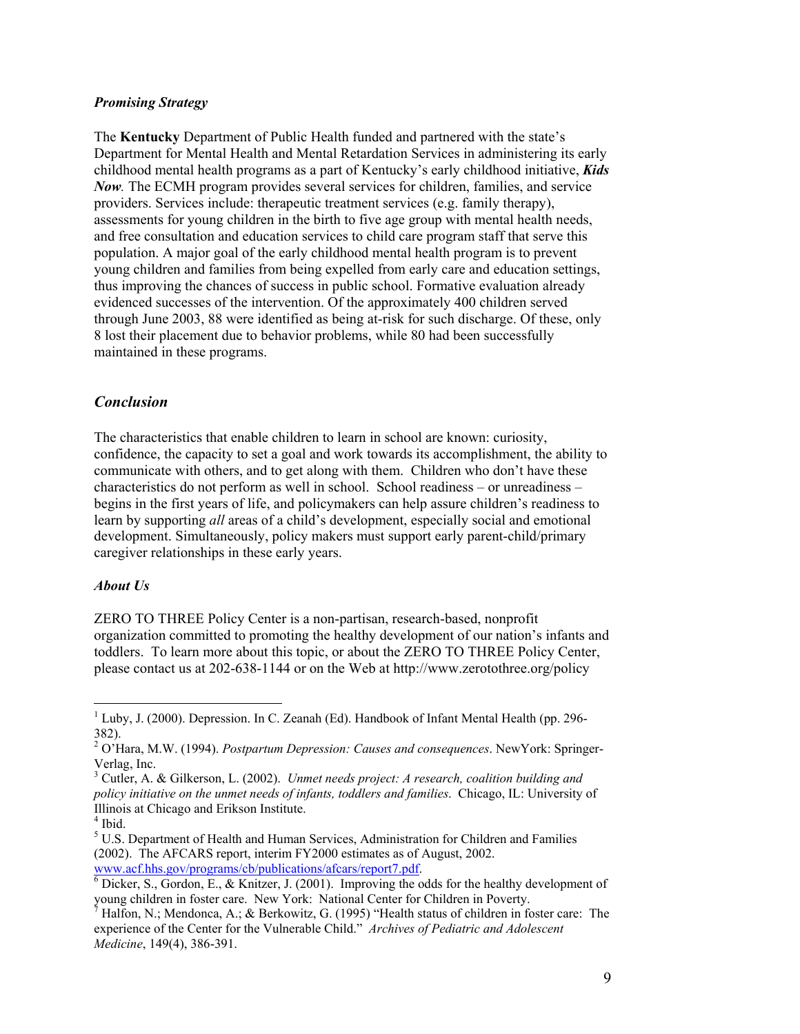***Promising Strategy***

The **Kentucky** Department of Public Health funded and partnered with the state's Department for Mental Health and Mental Retardation Services in administering its early childhood mental health programs as a part of Kentucky's early childhood initiative, ***Kids Now***. The ECMH program provides several services for children, families, and service providers. Services include: therapeutic treatment services (e.g. family therapy), assessments for young children in the birth to five age group with mental health needs, and free consultation and education services to child care program staff that serve this population. A major goal of the early childhood mental health program is to prevent young children and families from being expelled from early care and education settings, thus improving the chances of success in public school. Formative evaluation already evidenced successes of the intervention. Of the approximately 400 children served through June 2003, 88 were identified as being at-risk for such discharge. Of these, only 8 lost their placement due to behavior problems, while 80 had been successfully maintained in these programs.

## *Conclusion*

The characteristics that enable children to learn in school are known: curiosity, confidence, the capacity to set a goal and work towards its accomplishment, the ability to communicate with others, and to get along with them. Children who don't have these characteristics do not perform as well in school. School readiness – or unreadiness – begins in the first years of life, and policymakers can help assure children's readiness to learn by supporting *all* areas of a child's development, especially social and emotional development. Simultaneously, policy makers must support early parent-child/primary caregiver relationships in these early years.

***About Us***

ZERO TO THREE Policy Center is a non-partisan, research-based, nonprofit organization committed to promoting the healthy development of our nation's infants and toddlers. To learn more about this topic, or about the ZERO TO THREE Policy Center, please contact us at 202-638-1144 or on the Web at http://www.zerotothree.org/policy

---

[1] Luby, J. (2000). Depression. In C. Zeanah (Ed). Handbook of Infant Mental Health (pp. 296-382).

[2] O'Hara, M.W. (1994). *Postpartum Depression: Causes and consequences*. NewYork: Springer-Verlag, Inc.

[3] Cutler, A. & Gilkerson, L. (2002). *Unmet needs project: A research, coalition building and policy initiative on the unmet needs of infants, toddlers and families*. Chicago, IL: University of Illinois at Chicago and Erikson Institute.

[4] Ibid.

[5] U.S. Department of Health and Human Services, Administration for Children and Families (2002). The AFCARS report, interim FY2000 estimates as of August, 2002. www.acf.hhs.gov/programs/cb/publications/afcars/report7.pdf.

[6] Dicker, S., Gordon, E., & Knitzer, J. (2001). Improving the odds for the healthy development of young children in foster care. New York: National Center for Children in Poverty.

[7] Halfon, N.; Mendonca, A.; & Berkowitz, G. (1995) "Health status of children in foster care: The experience of the Center for the Vulnerable Child." *Archives of Pediatric and Adolescent Medicine*, 149(4), 386-391.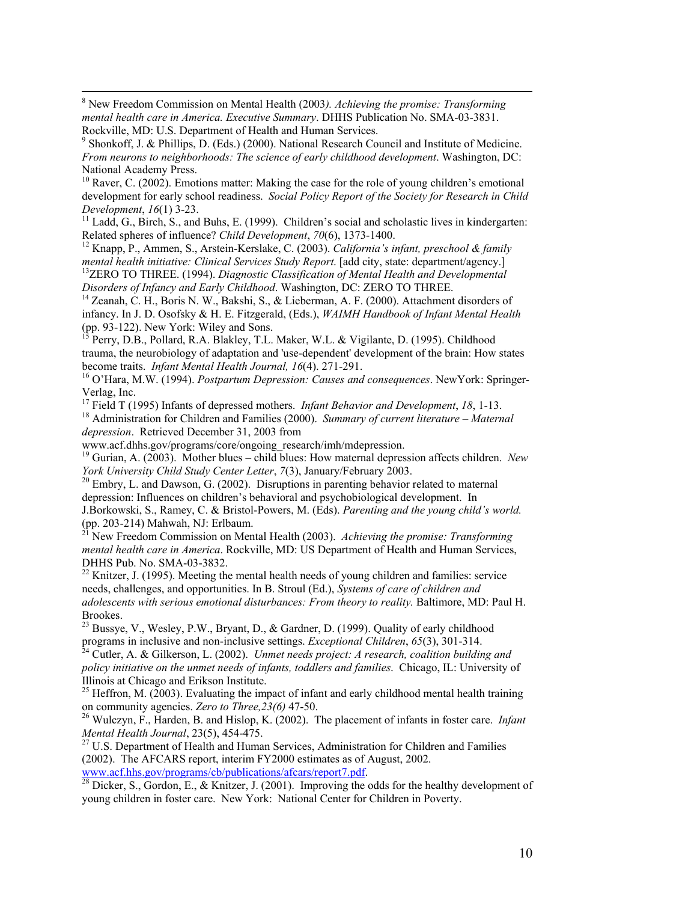[8] New Freedom Commission on Mental Health (2003*). Achieving the promise: Transforming mental health care in America. Executive Summary*. DHHS Publication No. SMA-03-3831. Rockville, MD: U.S. Department of Health and Human Services.

[9] Shonkoff, J. & Phillips, D. (Eds.) (2000). National Research Council and Institute of Medicine. *From neurons to neighborhoods: The science of early childhood development*. Washington, DC: National Academy Press.

[10] Raver, C. (2002). Emotions matter: Making the case for the role of young children's emotional development for early school readiness. *Social Policy Report of the Society for Research in Child Development*, *16*(1) 3-23.

[11] Ladd, G., Birch, S., and Buhs, E. (1999). Children's social and scholastic lives in kindergarten: Related spheres of influence? *Child Development*, *70*(6), 1373-1400.

[12] Knapp, P., Ammen, S., Arstein-Kerslake, C. (2003). *California's infant, preschool & family mental health initiative: Clinical Services Study Report*. [add city, state: department/agency.]

[13] ZERO TO THREE. (1994). *Diagnostic Classification of Mental Health and Developmental Disorders of Infancy and Early Childhood*. Washington, DC: ZERO TO THREE.

[14] Zeanah, C. H., Boris N. W., Bakshi, S., & Lieberman, A. F. (2000). Attachment disorders of infancy. In J. D. Osofsky & H. E. Fitzgerald, (Eds.), *WAIMH Handbook of Infant Mental Health* (pp. 93-122). New York: Wiley and Sons.

[15] Perry, D.B., Pollard, R.A. Blakley, T.L. Maker, W.L. & Vigilante, D. (1995). Childhood trauma, the neurobiology of adaptation and 'use-dependent' development of the brain: How states become traits. *Infant Mental Health Journal, 16*(4). 271-291.

[16] O'Hara, M.W. (1994). *Postpartum Depression: Causes and consequences*. NewYork: Springer-Verlag, Inc.

[17] Field T (1995) Infants of depressed mothers. *Infant Behavior and Development*, *18*, 1-13.

[18] Administration for Children and Families (2000). *Summary of current literature – Maternal depression*. Retrieved December 31, 2003 from www.acf.dhhs.gov/programs/core/ongoing_research/imh/mdepression.

[19] Gurian, A. (2003). Mother blues – child blues: How maternal depression affects children. *New York University Child Study Center Letter*, *7*(3), January/February 2003.

[20] Embry, L. and Dawson, G. (2002). Disruptions in parenting behavior related to maternal depression: Influences on children's behavioral and psychobiological development. In J.Borkowski, S., Ramey, C. & Bristol-Powers, M. (Eds). *Parenting and the young child's world.* (pp. 203-214) Mahwah, NJ: Erlbaum.

[21] New Freedom Commission on Mental Health (2003). *Achieving the promise: Transforming mental health care in America*. Rockville, MD: US Department of Health and Human Services, DHHS Pub. No. SMA-03-3832.

[22] Knitzer, J. (1995). Meeting the mental health needs of young children and families: service needs, challenges, and opportunities. In B. Stroul (Ed.), *Systems of care of children and adolescents with serious emotional disturbances: From theory to reality.* Baltimore, MD: Paul H. Brookes.

[23] Bussye, V., Wesley, P.W., Bryant, D., & Gardner, D. (1999). Quality of early childhood programs in inclusive and non-inclusive settings. *Exceptional Children*, *65*(3), 301-314.

[24] Cutler, A. & Gilkerson, L. (2002). *Unmet needs project: A research, coalition building and policy initiative on the unmet needs of infants, toddlers and families.* Chicago, IL: University of Illinois at Chicago and Erikson Institute.

[25] Heffron, M. (2003). Evaluating the impact of infant and early childhood mental health training on community agencies. *Zero to Three,23(6)* 47-50.

[26] Wulczyn, F., Harden, B. and Hislop, K. (2002). The placement of infants in foster care. *Infant Mental Health Journal*, 23(5), 454-475.

[27] U.S. Department of Health and Human Services, Administration for Children and Families (2002). The AFCARS report, interim FY2000 estimates as of August, 2002. www.acf.hhs.gov/programs/cb/publications/afcars/report7.pdf.

[28] Dicker, S., Gordon, E., & Knitzer, J. (2001). Improving the odds for the healthy development of young children in foster care. New York: National Center for Children in Poverty.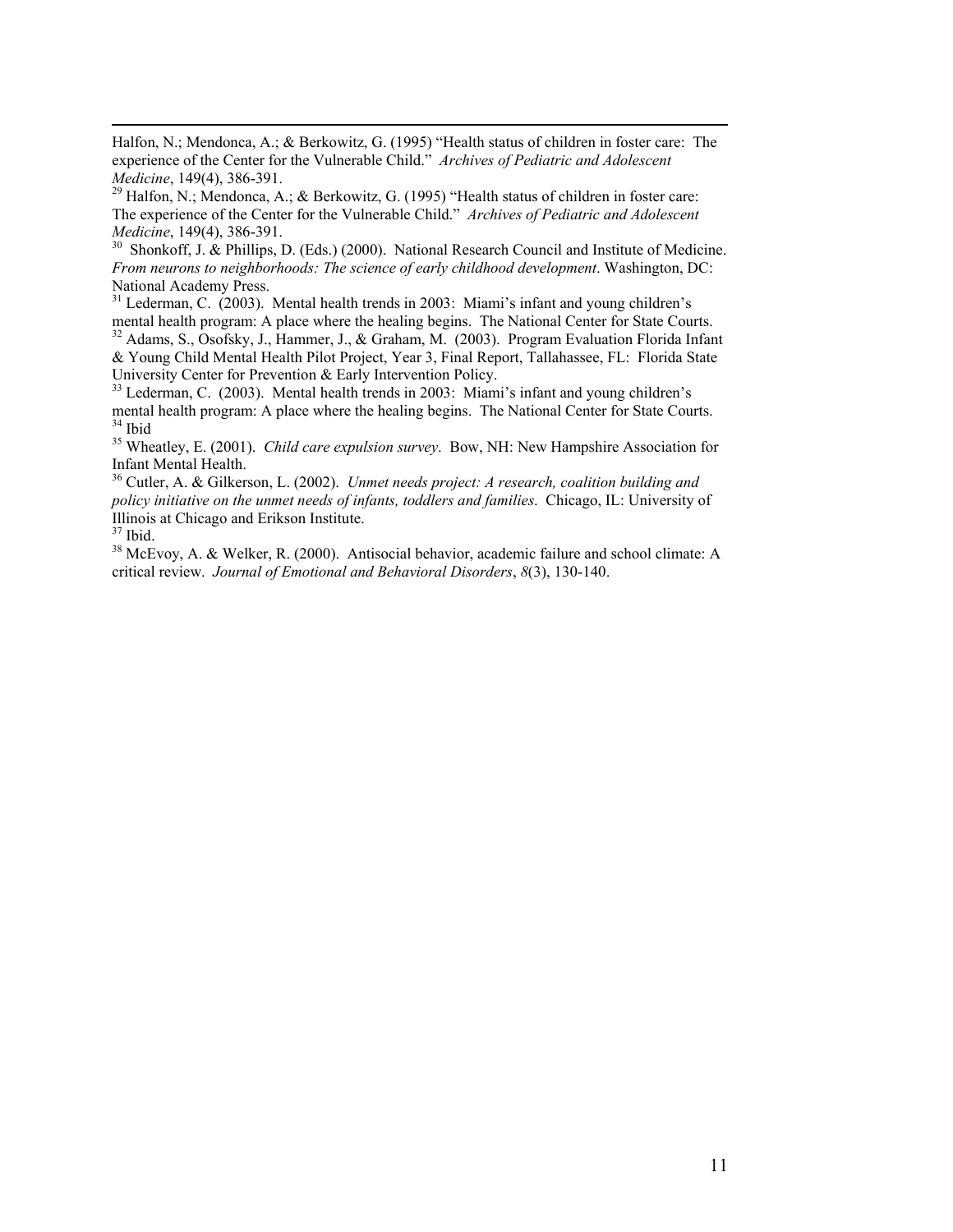Halfon, N.; Mendonca, A.; & Berkowitz, G. (1995) "Health status of children in foster care: The experience of the Center for the Vulnerable Child." *Archives of Pediatric and Adolescent Medicine*, 149(4), 386-391.

[29] Halfon, N.; Mendonca, A.; & Berkowitz, G. (1995) "Health status of children in foster care: The experience of the Center for the Vulnerable Child." *Archives of Pediatric and Adolescent Medicine*, 149(4), 386-391.

[30] Shonkoff, J. & Phillips, D. (Eds.) (2000). National Research Council and Institute of Medicine. *From neurons to neighborhoods: The science of early childhood development*. Washington, DC: National Academy Press.

[31] Lederman, C. (2003). Mental health trends in 2003: Miami's infant and young children's mental health program: A place where the healing begins. The National Center for State Courts.

[32] Adams, S., Osofsky, J., Hammer, J., & Graham, M. (2003). Program Evaluation Florida Infant & Young Child Mental Health Pilot Project, Year 3, Final Report, Tallahassee, FL: Florida State University Center for Prevention & Early Intervention Policy.

[33] Lederman, C. (2003). Mental health trends in 2003: Miami's infant and young children's mental health program: A place where the healing begins. The National Center for State Courts.

[34] Ibid

[35] Wheatley, E. (2001). *Child care expulsion survey*. Bow, NH: New Hampshire Association for Infant Mental Health.

[36] Cutler, A. & Gilkerson, L. (2002). *Unmet needs project: A research, coalition building and policy initiative on the unmet needs of infants, toddlers and families*. Chicago, IL: University of Illinois at Chicago and Erikson Institute.

[37] Ibid.

[38] McEvoy, A. & Welker, R. (2000). Antisocial behavior, academic failure and school climate: A critical review. *Journal of Emotional and Behavioral Disorders*, *8*(3), 130-140.